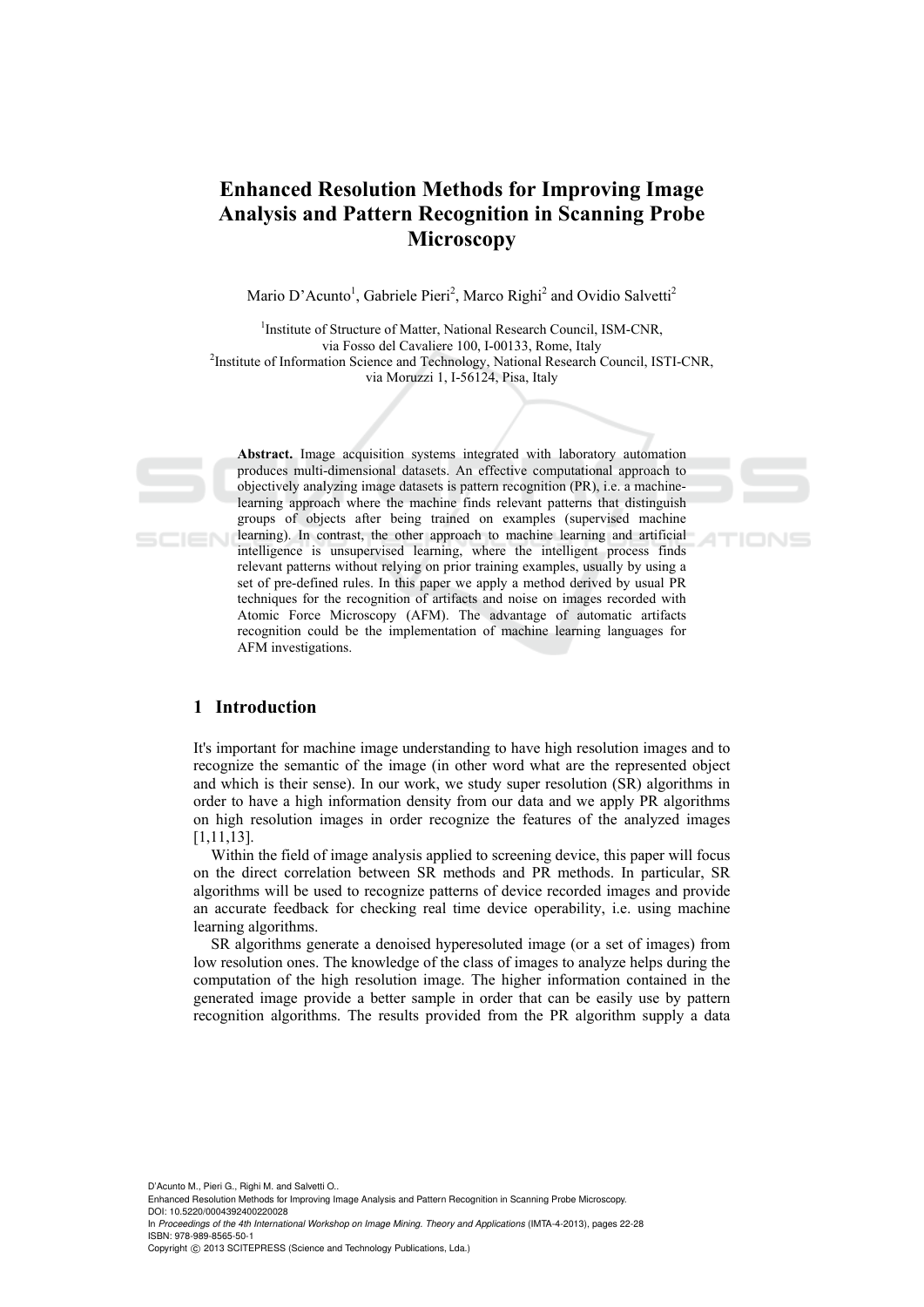# Enhanced Resolution Methods for Improving Image Analysis and Pattern Recognition in Scanning Probe Microscopy

Mario D'Acunto[1], Gabriele Pieri[2], Marco Righi[2] and Ovidio Salvetti[2]

[1]Institute of Structure of Matter, National Research Council, ISM-CNR, via Fosso del Cavaliere 100, I-00133, Rome, Italy
[2]Institute of Information Science and Technology, National Research Council, ISTI-CNR, via Moruzzi 1, I-56124, Pisa, Italy

**Abstract.** Image acquisition systems integrated with laboratory automation produces multi-dimensional datasets. An effective computational approach to objectively analyzing image datasets is pattern recognition (PR), i.e. a machine-learning approach where the machine finds relevant patterns that distinguish groups of objects after being trained on examples (supervised machine learning). In contrast, the other approach to machine learning and artificial intelligence is unsupervised learning, where the intelligent process finds relevant patterns without relying on prior training examples, usually by using a set of pre-defined rules. In this paper we apply a method derived by usual PR techniques for the recognition of artifacts and noise on images recorded with Atomic Force Microscopy (AFM). The advantage of automatic artifacts recognition could be the implementation of machine learning languages for AFM investigations.

## 1 Introduction

It's important for machine image understanding to have high resolution images and to recognize the semantic of the image (in other word what are the represented object and which is their sense). In our work, we study super resolution (SR) algorithms in order to have a high information density from our data and we apply PR algorithms on high resolution images in order recognize the features of the analyzed images [1,11,13].

Within the field of image analysis applied to screening device, this paper will focus on the direct correlation between SR methods and PR methods. In particular, SR algorithms will be used to recognize patterns of device recorded images and provide an accurate feedback for checking real time device operability, i.e. using machine learning algorithms.

SR algorithms generate a denoised hyperesoluted image (or a set of images) from low resolution ones. The knowledge of the class of images to analyze helps during the computation of the high resolution image. The higher information contained in the generated image provide a better sample in order that can be easily use by pattern recognition algorithms. The results provided from the PR algorithm supply a data

D'Acunto M., Pieri G., Righi M. and Salvetti O..
Enhanced Resolution Methods for Improving Image Analysis and Pattern Recognition in Scanning Probe Microscopy.
DOI: 10.5220/0004392400220028
In *Proceedings of the 4th International Workshop on Image Mining. Theory and Applications* (IMTA-4-2013), pages 22-28
ISBN: 978-989-8565-50-1
Copyright © 2013 SCITEPRESS (Science and Technology Publications, Lda.)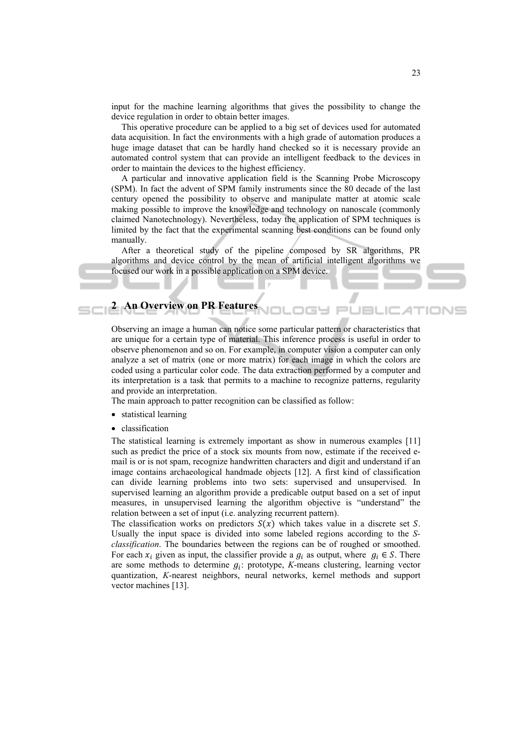input for the machine learning algorithms that gives the possibility to change the device regulation in order to obtain better images.

This operative procedure can be applied to a big set of devices used for automated data acquisition. In fact the environments with a high grade of automation produces a huge image dataset that can be hardly hand checked so it is necessary provide an automated control system that can provide an intelligent feedback to the devices in order to maintain the devices to the highest efficiency.

A particular and innovative application field is the Scanning Probe Microscopy (SPM). In fact the advent of SPM family instruments since the 80 decade of the last century opened the possibility to observe and manipulate matter at atomic scale making possible to improve the knowledge and technology on nanoscale (commonly claimed Nanotechnology). Nevertheless, today the application of SPM techniques is limited by the fact that the experimental scanning best conditions can be found only manually.

After a theoretical study of the pipeline composed by SR algorithms, PR algorithms and device control by the mean of artificial intelligent algorithms we focused our work in a possible application on a SPM device.

## 2 An Overview on PR Features

Observing an image a human can notice some particular pattern or characteristics that are unique for a certain type of material. This inference process is useful in order to observe phenomenon and so on. For example, in computer vision a computer can only analyze a set of matrix (one or more matrix) for each image in which the colors are coded using a particular color code. The data extraction performed by a computer and its interpretation is a task that permits to a machine to recognize patterns, regularity and provide an interpretation.

The main approach to patter recognition can be classified as follow:

- statistical learning
- classification

The statistical learning is extremely important as show in numerous examples [11] such as predict the price of a stock six mounts from now, estimate if the received e-mail is or is not spam, recognize handwritten characters and digit and understand if an image contains archaeological handmade objects [12]. A first kind of classification can divide learning problems into two sets: supervised and unsupervised. In supervised learning an algorithm provide a predicable output based on a set of input measures, in unsupervised learning the algorithm objective is "understand" the relation between a set of input (i.e. analyzing recurrent pattern).

The classification works on predictors $S(x)$ which takes value in a discrete set $S$. Usually the input space is divided into some labeled regions according to the *S-classification*. The boundaries between the regions can be of roughed or smoothed. For each $x_i$ given as input, the classifier provide a $g_i$ as output, where $g_i \in S$. There are some methods to determine $g_i$: prototype, *K*-means clustering, learning vector quantization, *K*-nearest neighbors, neural networks, kernel methods and support vector machines [13].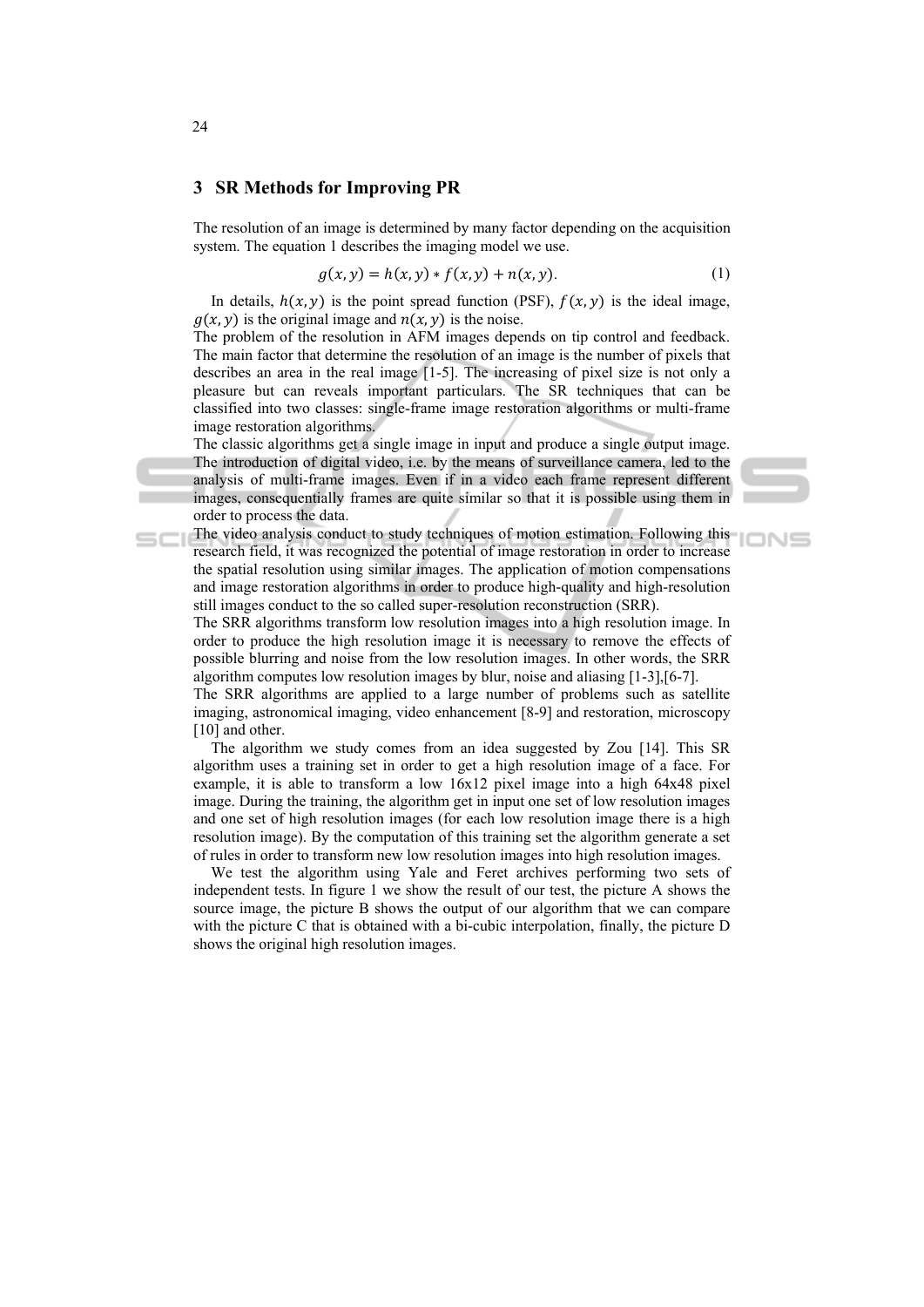## 3 SR Methods for Improving PR

The resolution of an image is determined by many factor depending on the acquisition system. The equation 1 describes the imaging model we use.

$$g(x, y) = h(x, y) * f(x, y) + n(x, y). \tag{1}$$

In details, $h(x, y)$ is the point spread function (PSF), $f(x, y)$ is the ideal image, $g(x, y)$ is the original image and $n(x, y)$ is the noise.

The problem of the resolution in AFM images depends on tip control and feedback. The main factor that determine the resolution of an image is the number of pixels that describes an area in the real image [1-5]. The increasing of pixel size is not only a pleasure but can reveals important particulars. The SR techniques that can be classified into two classes: single-frame image restoration algorithms or multi-frame image restoration algorithms.

The classic algorithms get a single image in input and produce a single output image. The introduction of digital video, i.e. by the means of surveillance camera, led to the analysis of multi-frame images. Even if in a video each frame represent different images, consequentially frames are quite similar so that it is possible using them in order to process the data.

The video analysis conduct to study techniques of motion estimation. Following this research field, it was recognized the potential of image restoration in order to increase the spatial resolution using similar images. The application of motion compensations and image restoration algorithms in order to produce high-quality and high-resolution still images conduct to the so called super-resolution reconstruction (SRR).

The SRR algorithms transform low resolution images into a high resolution image. In order to produce the high resolution image it is necessary to remove the effects of possible blurring and noise from the low resolution images. In other words, the SRR algorithm computes low resolution images by blur, noise and aliasing [1-3],[6-7].

The SRR algorithms are applied to a large number of problems such as satellite imaging, astronomical imaging, video enhancement [8-9] and restoration, microscopy [10] and other.

The algorithm we study comes from an idea suggested by Zou [14]. This SR algorithm uses a training set in order to get a high resolution image of a face. For example, it is able to transform a low 16x12 pixel image into a high 64x48 pixel image. During the training, the algorithm get in input one set of low resolution images and one set of high resolution images (for each low resolution image there is a high resolution image). By the computation of this training set the algorithm generate a set of rules in order to transform new low resolution images into high resolution images.

We test the algorithm using Yale and Feret archives performing two sets of independent tests. In figure 1 we show the result of our test, the picture A shows the source image, the picture B shows the output of our algorithm that we can compare with the picture C that is obtained with a bi-cubic interpolation, finally, the picture D shows the original high resolution images.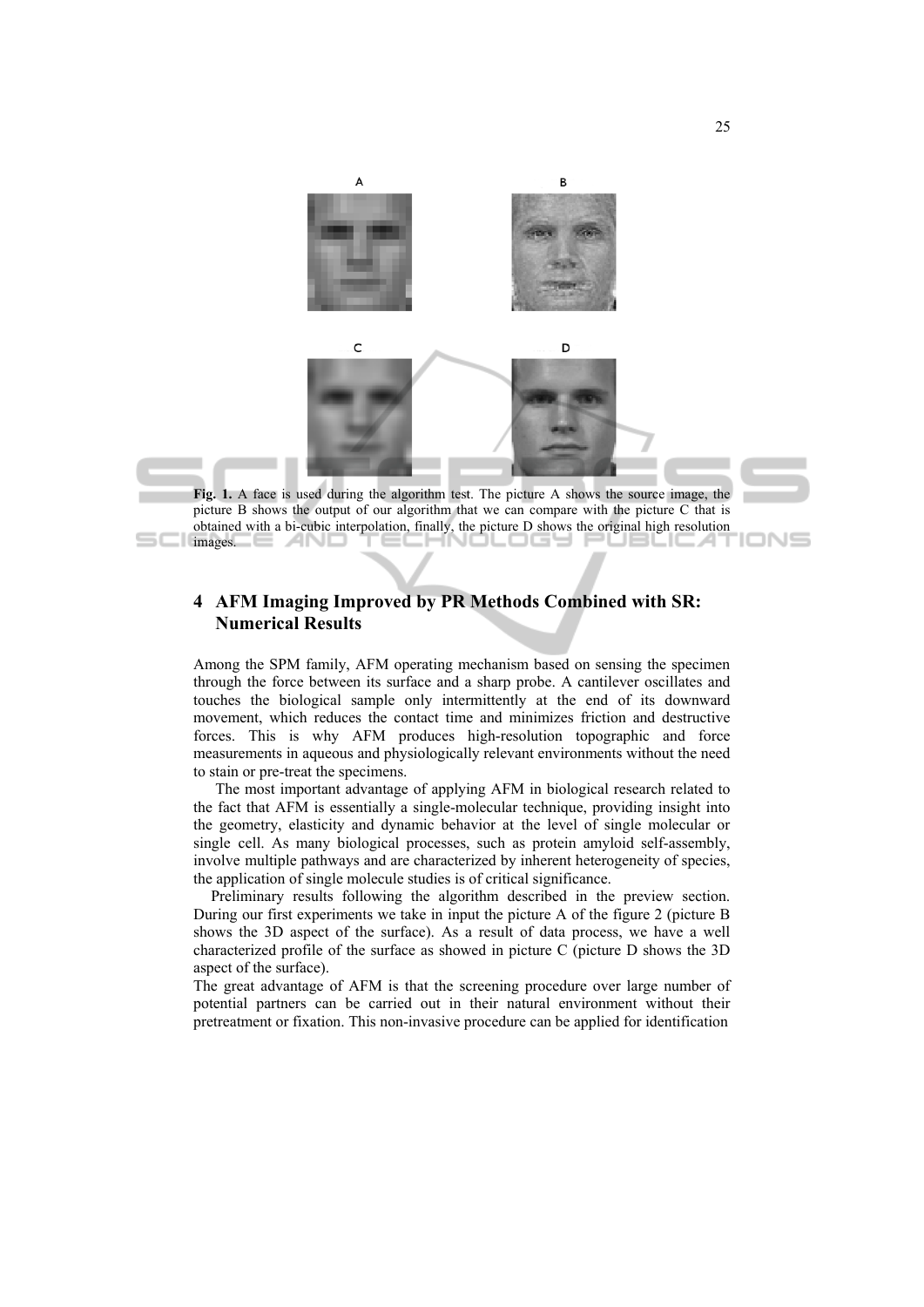**Fig. 1.** A face is used during the algorithm test. The picture A shows the source image, the picture B shows the output of our algorithm that we can compare with the picture C that is obtained with a bi-cubic interpolation, finally, the picture D shows the original high resolution images.

## 4 AFM Imaging Improved by PR Methods Combined with SR: Numerical Results

Among the SPM family, AFM operating mechanism based on sensing the specimen through the force between its surface and a sharp probe. A cantilever oscillates and touches the biological sample only intermittently at the end of its downward movement, which reduces the contact time and minimizes friction and destructive forces. This is why AFM produces high-resolution topographic and force measurements in aqueous and physiologically relevant environments without the need to stain or pre-treat the specimens.

The most important advantage of applying AFM in biological research related to the fact that AFM is essentially a single-molecular technique, providing insight into the geometry, elasticity and dynamic behavior at the level of single molecular or single cell. As many biological processes, such as protein amyloid self-assembly, involve multiple pathways and are characterized by inherent heterogeneity of species, the application of single molecule studies is of critical significance.

Preliminary results following the algorithm described in the preview section. During our first experiments we take in input the picture A of the figure 2 (picture B shows the 3D aspect of the surface). As a result of data process, we have a well characterized profile of the surface as showed in picture C (picture D shows the 3D aspect of the surface).

The great advantage of AFM is that the screening procedure over large number of potential partners can be carried out in their natural environment without their pretreatment or fixation. This non-invasive procedure can be applied for identification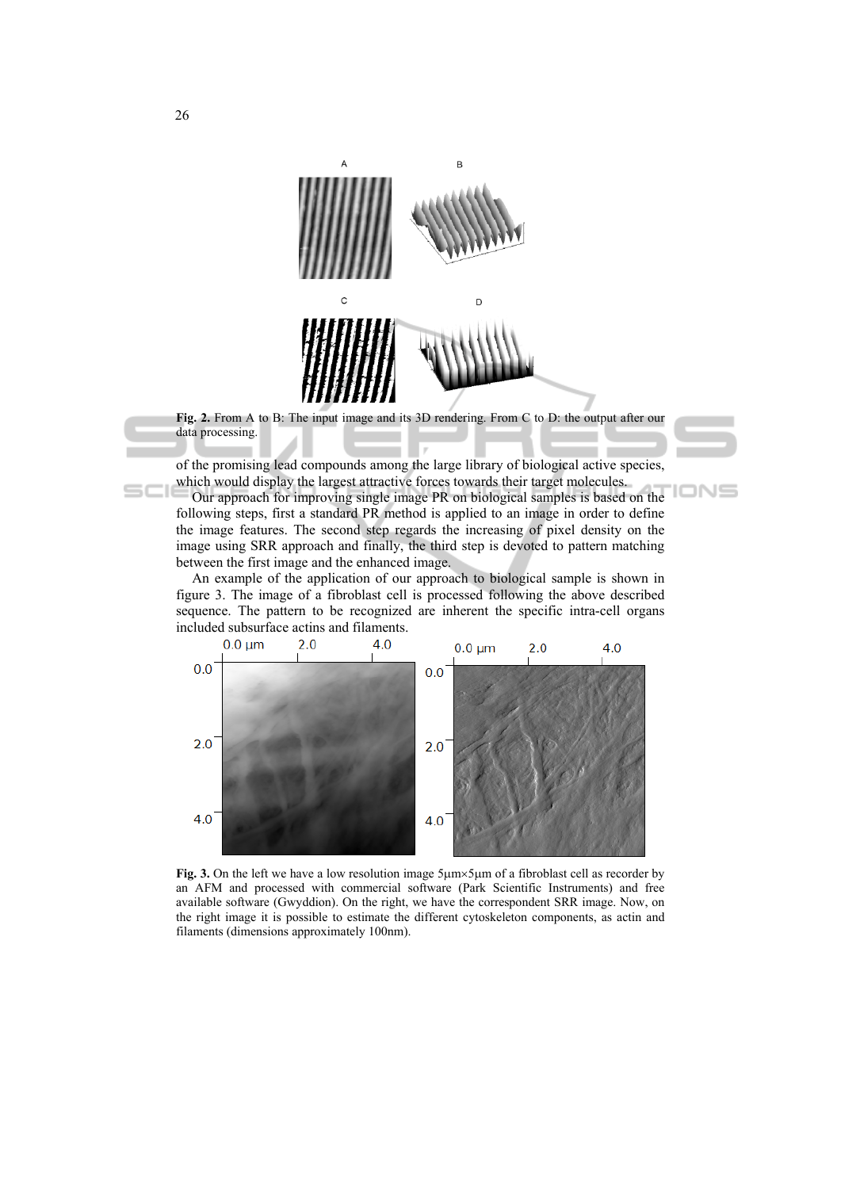**Fig. 2.** From A to B: The input image and its 3D rendering. From C to D: the output after our data processing.

of the promising lead compounds among the large library of biological active species, which would display the largest attractive forces towards their target molecules.

Our approach for improving single image PR on biological samples is based on the following steps, first a standard PR method is applied to an image in order to define the image features. The second step regards the increasing of pixel density on the image using SRR approach and finally, the third step is devoted to pattern matching between the first image and the enhanced image.

An example of the application of our approach to biological sample is shown in figure 3. The image of a fibroblast cell is processed following the above described sequence. The pattern to be recognized are inherent the specific intra-cell organs included subsurface actins and filaments.

**Fig. 3.** On the left we have a low resolution image 5μm×5μm of a fibroblast cell as recorder by an AFM and processed with commercial software (Park Scientific Instruments) and free available software (Gwyddion). On the right, we have the correspondent SRR image. Now, on the right image it is possible to estimate the different cytoskeleton components, as actin and filaments (dimensions approximately 100nm).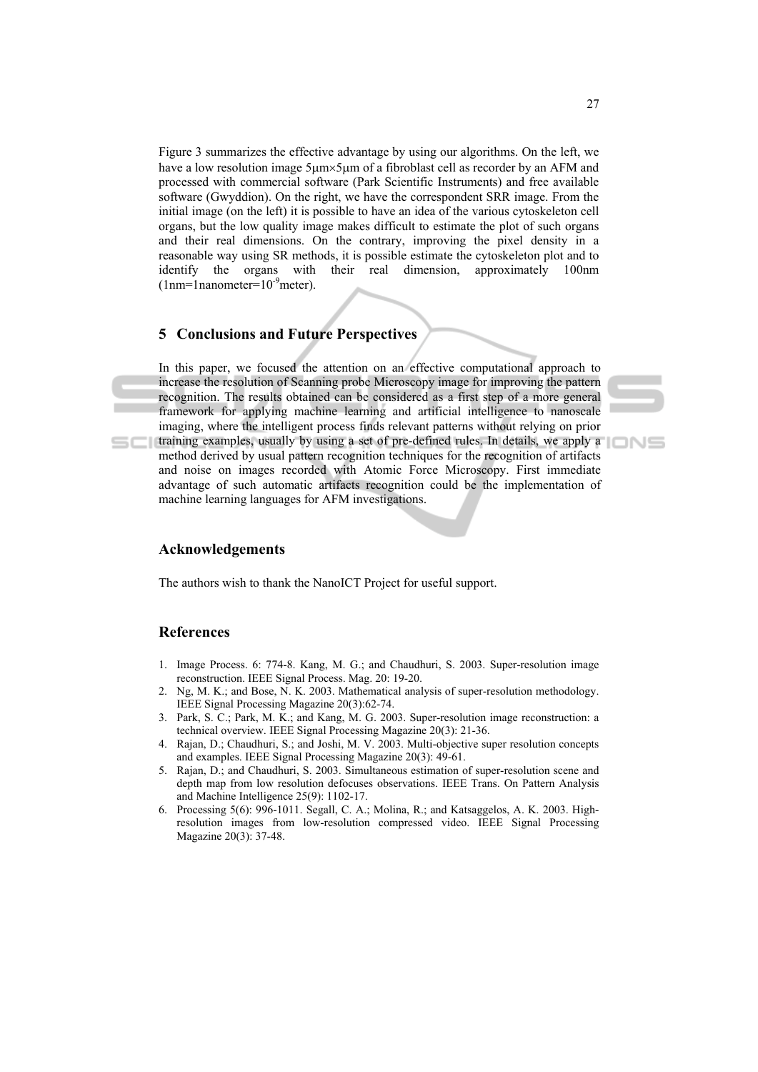Figure 3 summarizes the effective advantage by using our algorithms. On the left, we have a low resolution image 5μm×5μm of a fibroblast cell as recorder by an AFM and processed with commercial software (Park Scientific Instruments) and free available software (Gwyddion). On the right, we have the correspondent SRR image. From the initial image (on the left) it is possible to have an idea of the various cytoskeleton cell organs, but the low quality image makes difficult to estimate the plot of such organs and their real dimensions. On the contrary, improving the pixel density in a reasonable way using SR methods, it is possible estimate the cytoskeleton plot and to identify the organs with their real dimension, approximately 100nm (1nm=1nanometer=$10^{-9}$meter).

## 5 Conclusions and Future Perspectives

In this paper, we focused the attention on an effective computational approach to increase the resolution of Scanning probe Microscopy image for improving the pattern recognition. The results obtained can be considered as a first step of a more general framework for applying machine learning and artificial intelligence to nanoscale imaging, where the intelligent process finds relevant patterns without relying on prior training examples, usually by using a set of pre-defined rules. In details, we apply a method derived by usual pattern recognition techniques for the recognition of artifacts and noise on images recorded with Atomic Force Microscopy. First immediate advantage of such automatic artifacts recognition could be the implementation of machine learning languages for AFM investigations.

## Acknowledgements

The authors wish to thank the NanoICT Project for useful support.

## References

1. Image Process. 6: 774-8. Kang, M. G.; and Chaudhuri, S. 2003. Super-resolution image reconstruction. IEEE Signal Process. Mag. 20: 19-20.
2. Ng, M. K.; and Bose, N. K. 2003. Mathematical analysis of super-resolution methodology. IEEE Signal Processing Magazine 20(3):62-74.
3. Park, S. C.; Park, M. K.; and Kang, M. G. 2003. Super-resolution image reconstruction: a technical overview. IEEE Signal Processing Magazine 20(3): 21-36.
4. Rajan, D.; Chaudhuri, S.; and Joshi, M. V. 2003. Multi-objective super resolution concepts and examples. IEEE Signal Processing Magazine 20(3): 49-61.
5. Rajan, D.; and Chaudhuri, S. 2003. Simultaneous estimation of super-resolution scene and depth map from low resolution defocuses observations. IEEE Trans. On Pattern Analysis and Machine Intelligence 25(9): 1102-17.
6. Processing 5(6): 996-1011. Segall, C. A.; Molina, R.; and Katsaggelos, A. K. 2003. High-resolution images from low-resolution compressed video. IEEE Signal Processing Magazine 20(3): 37-48.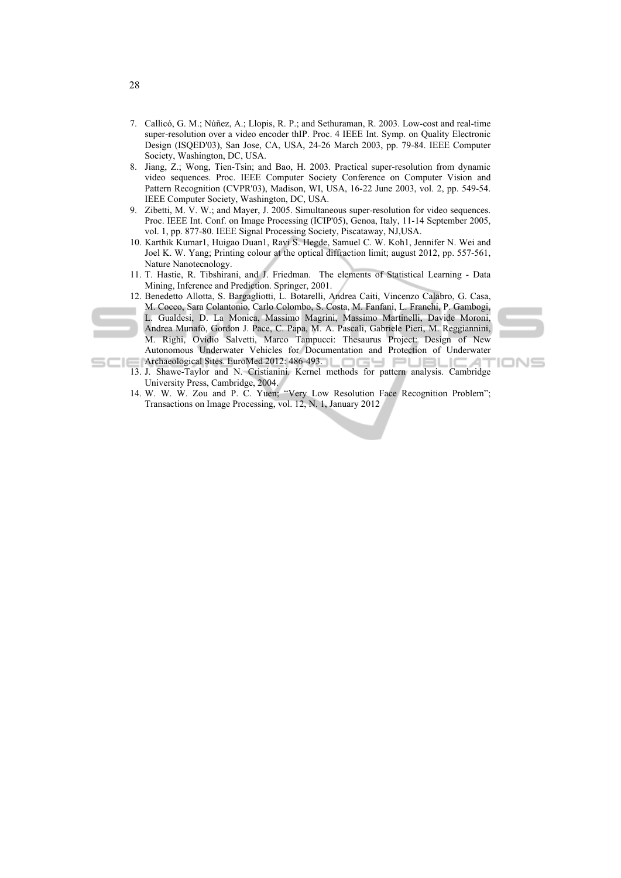7. Callicó, G. M.; Núñez, A.; Llopis, R. P.; and Sethuraman, R. 2003. Low-cost and real-time super-resolution over a video encoder thIP. Proc. 4 IEEE Int. Symp. on Quality Electronic Design (ISQED'03), San Jose, CA, USA, 24-26 March 2003, pp. 79-84. IEEE Computer Society, Washington, DC, USA.
8. Jiang, Z.; Wong, Tien-Tsin; and Bao, H. 2003. Practical super-resolution from dynamic video sequences. Proc. IEEE Computer Society Conference on Computer Vision and Pattern Recognition (CVPR'03), Madison, WI, USA, 16-22 June 2003, vol. 2, pp. 549-54. IEEE Computer Society, Washington, DC, USA.
9. Zibetti, M. V. W.; and Mayer, J. 2005. Simultaneous super-resolution for video sequences. Proc. IEEE Int. Conf. on Image Processing (ICIP'05), Genoa, Italy, 11-14 September 2005, vol. 1, pp. 877-80. IEEE Signal Processing Society, Piscataway, NJ,USA.
10. Karthik Kumar1, Huigao Duan1, Ravi S. Hegde, Samuel C. W. Koh1, Jennifer N. Wei and Joel K. W. Yang; Printing colour at the optical diffraction limit; august 2012, pp. 557-561, Nature Nanotecnology.
11. T. Hastie, R. Tibshirani, and J. Friedman. The elements of Statistical Learning - Data Mining, Inference and Prediction. Springer, 2001.
12. Benedetto Allotta, S. Bargagliotti, L. Botarelli, Andrea Caiti, Vincenzo Calabro, G. Casa, M. Cocco, Sara Colantonio, Carlo Colombo, S. Costa, M. Fanfani, L. Franchi, P. Gambogi, L. Gualdesi, D. La Monica, Massimo Magrini, Massimo Martinelli, Davide Moroni, Andrea Munafò, Gordon J. Pace, C. Papa, M. A. Pascali, Gabriele Pieri, M. Reggiannini, M. Righi, Ovidio Salvetti, Marco Tampucci: Thesaurus Project: Design of New Autonomous Underwater Vehicles for Documentation and Protection of Underwater Archaeological Sites. EuroMed 2012: 486-493.
13. J. Shawe-Taylor and N. Cristianini. Kernel methods for pattern analysis. Cambridge University Press, Cambridge, 2004.
14. W. W. W. Zou and P. C. Yuen; "Very Low Resolution Face Recognition Problem"; Transactions on Image Processing, vol. 12, N. 1, January 2012